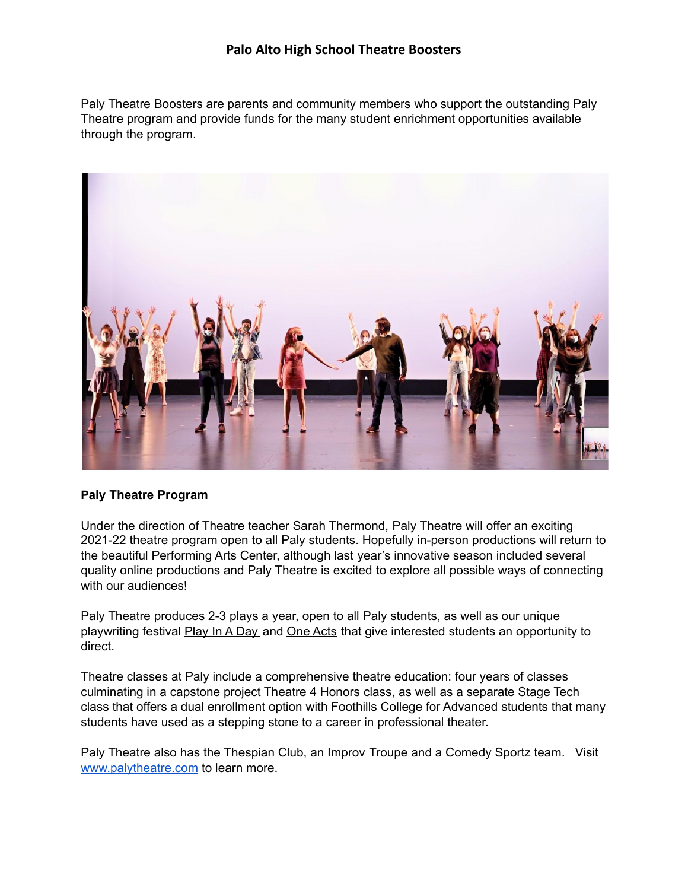# Palo Alto High School Theatre Boosters

Paly Theatre Boosters are parents and community members who support the outstanding Paly Theatre program and provide funds for the many student enrichment opportunities available through the program.

**Paly Theatre Program**

Under the direction of Theatre teacher Sarah Thermond, Paly Theatre will offer an exciting 2021-22 theatre program open to all Paly students. Hopefully in-person productions will return to the beautiful Performing Arts Center, although last year's innovative season included several quality online productions and Paly Theatre is excited to explore all possible ways of connecting with our audiences!

Paly Theatre produces 2-3 plays a year, open to all Paly students, as well as our unique playwriting festival Play In A Day and One Acts that give interested students an opportunity to direct.

Theatre classes at Paly include a comprehensive theatre education: four years of classes culminating in a capstone project Theatre 4 Honors class, as well as a separate Stage Tech class that offers a dual enrollment option with Foothills College for Advanced students that many students have used as a stepping stone to a career in professional theater.

Paly Theatre also has the Thespian Club, an Improv Troupe and a Comedy Sportz team. Visit www.palytheatre.com to learn more.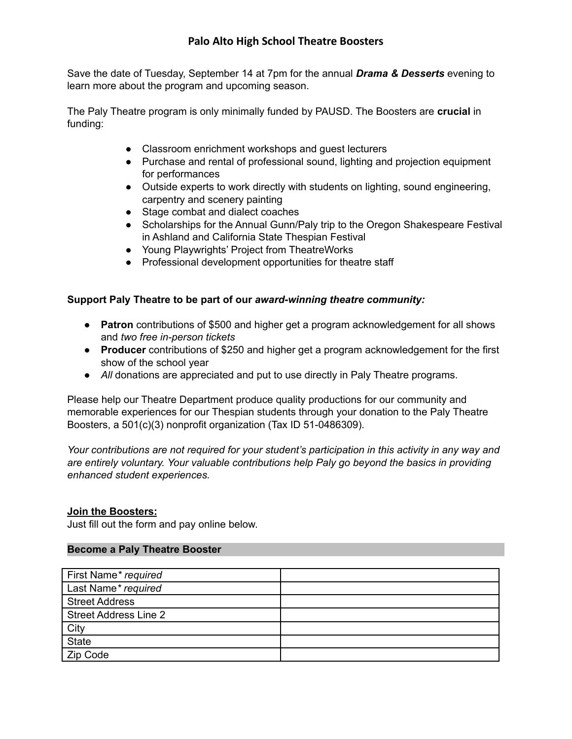# Palo Alto High School Theatre Boosters

Save the date of Tuesday, September 14 at 7pm for the annual ***Drama & Desserts*** evening to learn more about the program and upcoming season.

The Paly Theatre program is only minimally funded by PAUSD. The Boosters are **crucial** in funding:

- Classroom enrichment workshops and guest lecturers
- Purchase and rental of professional sound, lighting and projection equipment for performances
- Outside experts to work directly with students on lighting, sound engineering, carpentry and scenery painting
- Stage combat and dialect coaches
- Scholarships for the Annual Gunn/Paly trip to the Oregon Shakespeare Festival in Ashland and California State Thespian Festival
- Young Playwrights' Project from TheatreWorks
- Professional development opportunities for theatre staff

**Support Paly Theatre to be part of our *award-winning theatre community:***

- **Patron** contributions of $500 and higher get a program acknowledgement for all shows and *two free in-person tickets*
- **Producer** contributions of $250 and higher get a program acknowledgement for the first show of the school year
- *All* donations are appreciated and put to use directly in Paly Theatre programs.

Please help our Theatre Department produce quality productions for our community and memorable experiences for our Thespian students through your donation to the Paly Theatre Boosters, a 501(c)(3) nonprofit organization (Tax ID 51-0486309).

*Your contributions are not required for your student's participation in this activity in any way and are entirely voluntary. Your valuable contributions help Paly go beyond the basics in providing enhanced student experiences.*

**Join the Boosters:**
Just fill out the form and pay online below.

**Become a Paly Theatre Booster**

| | |
|---|---|
| First Name* *required* | |
| Last Name* *required* | |
| Street Address | |
| Street Address Line 2 | |
| City | |
| State | |
| Zip Code | |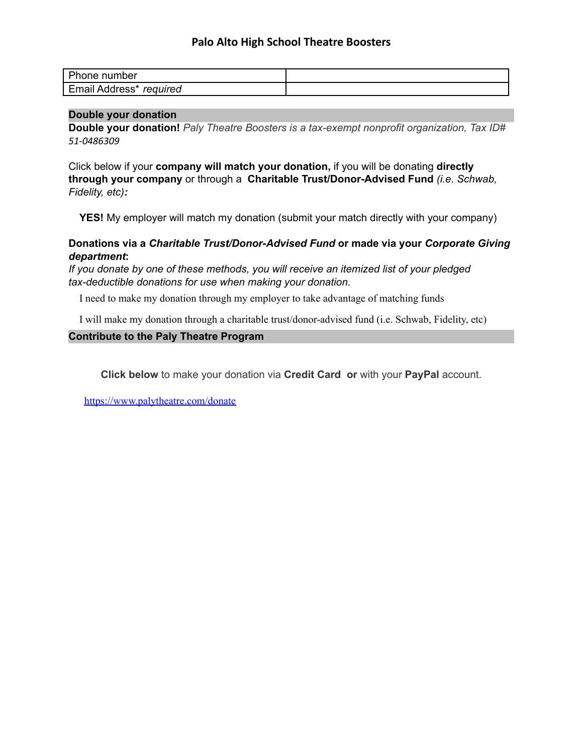**Palo Alto High School Theatre Boosters**

| | |
|---|---|
| Phone number | |
| Email Address* *required* | |

**Double your donation**

**Double your donation!** *Paly Theatre Boosters is a tax-exempt nonprofit organization, Tax ID# 51-0486309*

Click below if your **company will match your donation,** if you will be donating **directly through your company** or through a **Charitable Trust/Donor-Advised Fund** *(i.e. Schwab, Fidelity, etc)**:***

**YES!** My employer will match my donation (submit your match directly with your company)

**Donations via a *Charitable Trust/Donor-Advised Fund* or made via your *Corporate Giving department*:**

*If you donate by one of these methods, you will receive an itemized list of your pledged tax-deductible donations for use when making your donation.*

I need to make my donation through my employer to take advantage of matching funds

I will make my donation through a charitable trust/donor-advised fund (i.e. Schwab, Fidelity, etc)

**Contribute to the Paly Theatre Program**

**Click below** to make your donation via **Credit Card** **or** with your **PayPal** account.

https://www.palytheatre.com/donate